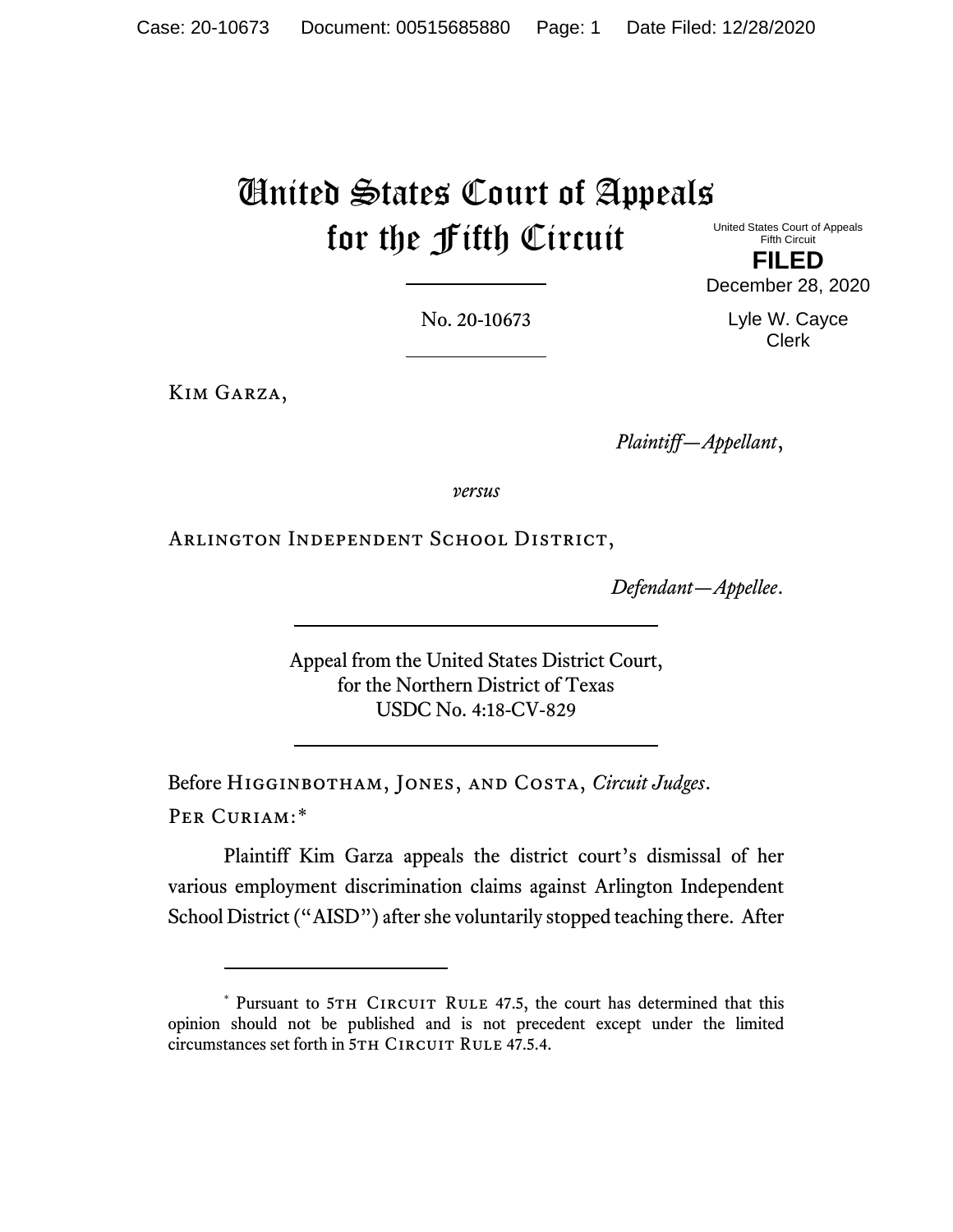# United States Court of Appeals for the Fifth Circuit

United States Court of Appeals
Fifth Circuit

**FILED**

December 28, 2020

Lyle W. Cayce
Clerk

No. 20-10673

KIM GARZA,

*Plaintiff—Appellant*,

*versus*

ARLINGTON INDEPENDENT SCHOOL DISTRICT,

*Defendant—Appellee*.

Appeal from the United States District Court,
for the Northern District of Texas
USDC No. 4:18-CV-829

Before HIGGINBOTHAM, JONES, and COSTA, *Circuit Judges*.

PER CURIAM:*

Plaintiff Kim Garza appeals the district court's dismissal of her various employment discrimination claims against Arlington Independent School District ("AISD") after she voluntarily stopped teaching there. After

---

\* Pursuant to 5TH CIRCUIT RULE 47.5, the court has determined that this opinion should not be published and is not precedent except under the limited circumstances set forth in 5TH CIRCUIT RULE 47.5.4.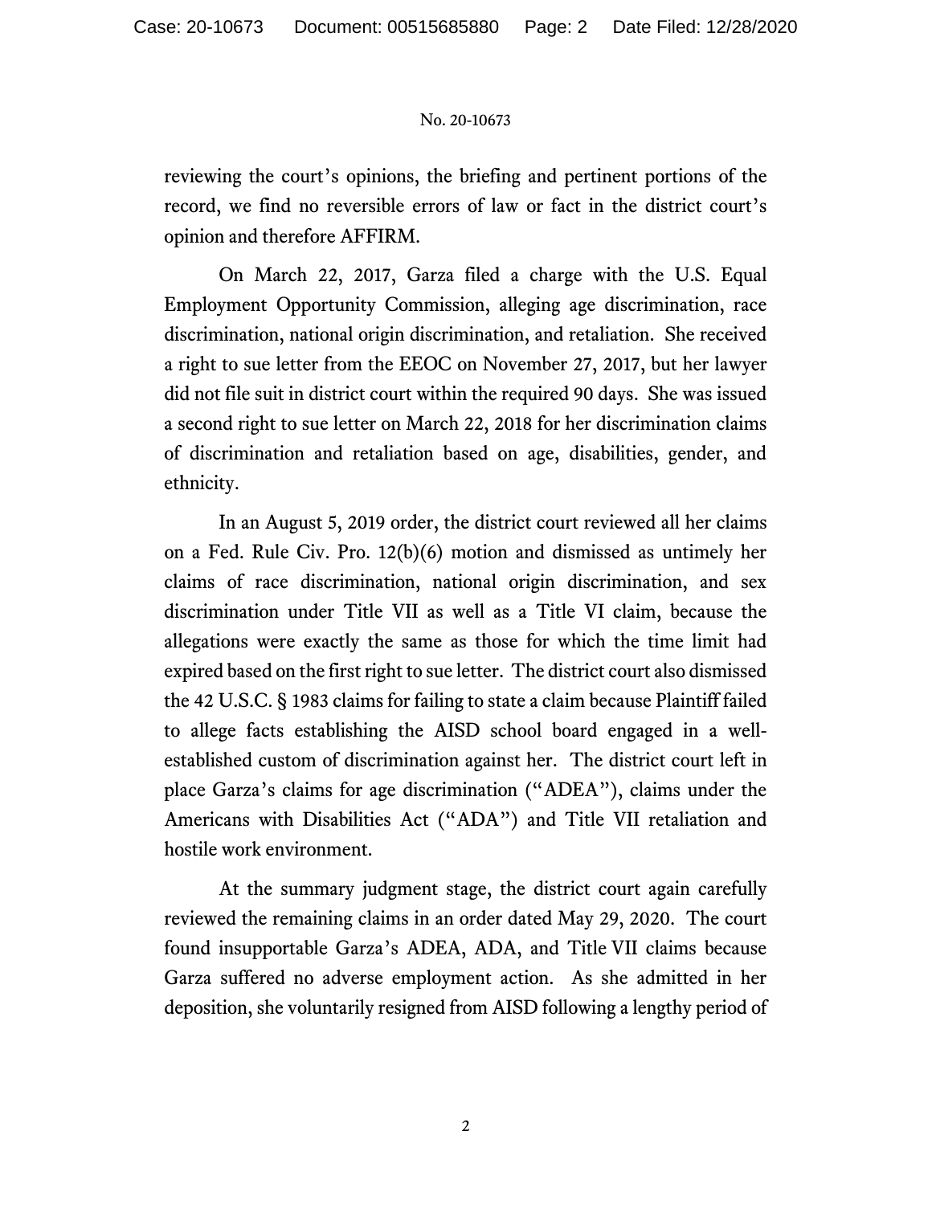reviewing the court's opinions, the briefing and pertinent portions of the record, we find no reversible errors of law or fact in the district court's opinion and therefore AFFIRM.

On March 22, 2017, Garza filed a charge with the U.S. Equal Employment Opportunity Commission, alleging age discrimination, race discrimination, national origin discrimination, and retaliation. She received a right to sue letter from the EEOC on November 27, 2017, but her lawyer did not file suit in district court within the required 90 days. She was issued a second right to sue letter on March 22, 2018 for her discrimination claims of discrimination and retaliation based on age, disabilities, gender, and ethnicity.

In an August 5, 2019 order, the district court reviewed all her claims on a Fed. Rule Civ. Pro. 12(b)(6) motion and dismissed as untimely her claims of race discrimination, national origin discrimination, and sex discrimination under Title VII as well as a Title VI claim, because the allegations were exactly the same as those for which the time limit had expired based on the first right to sue letter. The district court also dismissed the 42 U.S.C. § 1983 claims for failing to state a claim because Plaintiff failed to allege facts establishing the AISD school board engaged in a well-established custom of discrimination against her. The district court left in place Garza's claims for age discrimination ("ADEA"), claims under the Americans with Disabilities Act ("ADA") and Title VII retaliation and hostile work environment.

At the summary judgment stage, the district court again carefully reviewed the remaining claims in an order dated May 29, 2020. The court found insupportable Garza's ADEA, ADA, and Title VII claims because Garza suffered no adverse employment action. As she admitted in her deposition, she voluntarily resigned from AISD following a lengthy period of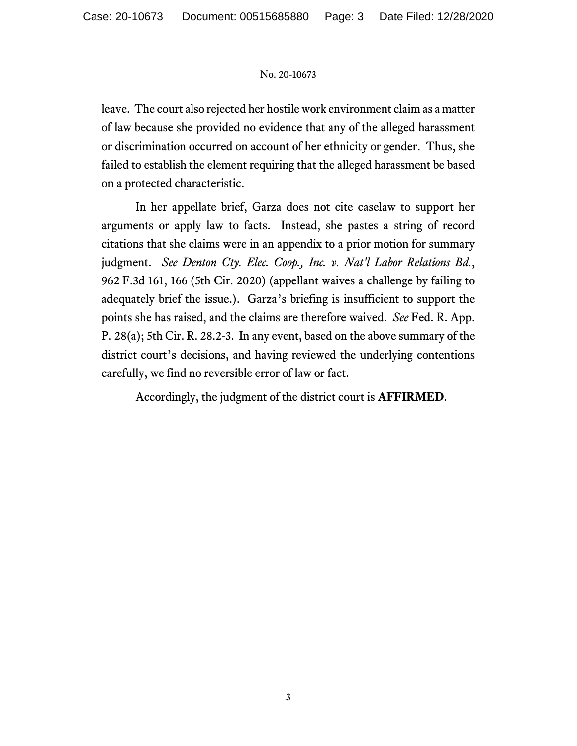leave. The court also rejected her hostile work environment claim as a matter of law because she provided no evidence that any of the alleged harassment or discrimination occurred on account of her ethnicity or gender. Thus, she failed to establish the element requiring that the alleged harassment be based on a protected characteristic.

In her appellate brief, Garza does not cite caselaw to support her arguments or apply law to facts. Instead, she pastes a string of record citations that she claims were in an appendix to a prior motion for summary judgment. *See Denton Cty. Elec. Coop., Inc. v. Nat'l Labor Relations Bd.*, 962 F.3d 161, 166 (5th Cir. 2020) (appellant waives a challenge by failing to adequately brief the issue.). Garza's briefing is insufficient to support the points she has raised, and the claims are therefore waived. *See* Fed. R. App. P. 28(a); 5th Cir. R. 28.2-3. In any event, based on the above summary of the district court's decisions, and having reviewed the underlying contentions carefully, we find no reversible error of law or fact.

Accordingly, the judgment of the district court is **AFFIRMED**.